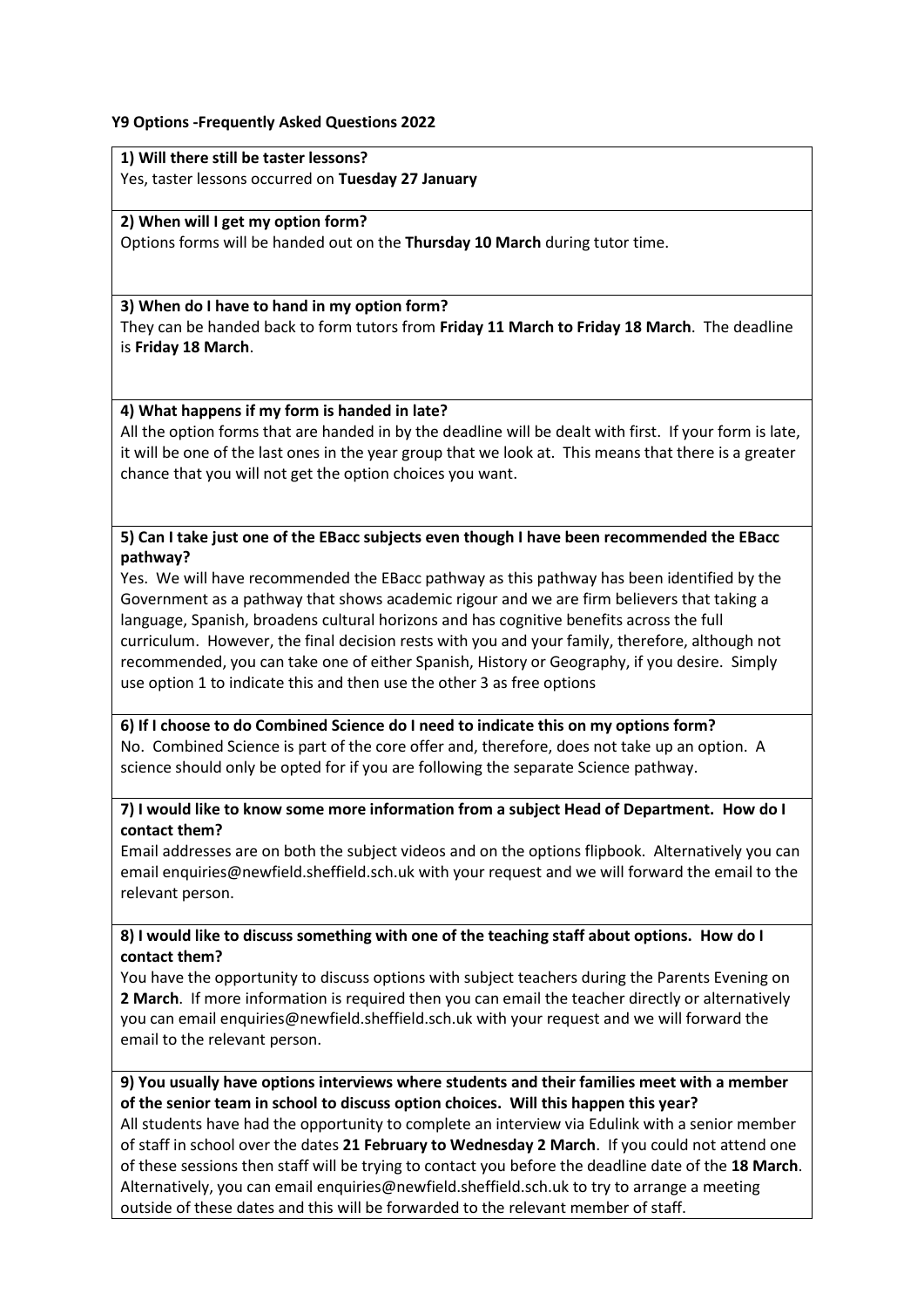**Y9 Options -Frequently Asked Questions 2022**

**1) Will there still be taster lessons?**
Yes, taster lessons occurred on **Tuesday 27 January**

**2) When will I get my option form?**
Options forms will be handed out on the **Thursday 10 March** during tutor time.

**3) When do I have to hand in my option form?**
They can be handed back to form tutors from **Friday 11 March to Friday 18 March**. The deadline is **Friday 18 March**.

**4) What happens if my form is handed in late?**
All the option forms that are handed in by the deadline will be dealt with first. If your form is late, it will be one of the last ones in the year group that we look at. This means that there is a greater chance that you will not get the option choices you want.

**5) Can I take just one of the EBacc subjects even though I have been recommended the EBacc pathway?**
Yes. We will have recommended the EBacc pathway as this pathway has been identified by the Government as a pathway that shows academic rigour and we are firm believers that taking a language, Spanish, broadens cultural horizons and has cognitive benefits across the full curriculum. However, the final decision rests with you and your family, therefore, although not recommended, you can take one of either Spanish, History or Geography, if you desire. Simply use option 1 to indicate this and then use the other 3 as free options

**6) If I choose to do Combined Science do I need to indicate this on my options form?**
No. Combined Science is part of the core offer and, therefore, does not take up an option. A science should only be opted for if you are following the separate Science pathway.

**7) I would like to know some more information from a subject Head of Department. How do I contact them?**
Email addresses are on both the subject videos and on the options flipbook. Alternatively you can email enquiries@newfield.sheffield.sch.uk with your request and we will forward the email to the relevant person.

**8) I would like to discuss something with one of the teaching staff about options. How do I contact them?**
You have the opportunity to discuss options with subject teachers during the Parents Evening on **2 March**. If more information is required then you can email the teacher directly or alternatively you can email enquiries@newfield.sheffield.sch.uk with your request and we will forward the email to the relevant person.

**9) You usually have options interviews where students and their families meet with a member of the senior team in school to discuss option choices. Will this happen this year?**
All students have had the opportunity to complete an interview via Edulink with a senior member of staff in school over the dates **21 February to Wednesday 2 March**. If you could not attend one of these sessions then staff will be trying to contact you before the deadline date of the **18 March**. Alternatively, you can email enquiries@newfield.sheffield.sch.uk to try to arrange a meeting outside of these dates and this will be forwarded to the relevant member of staff.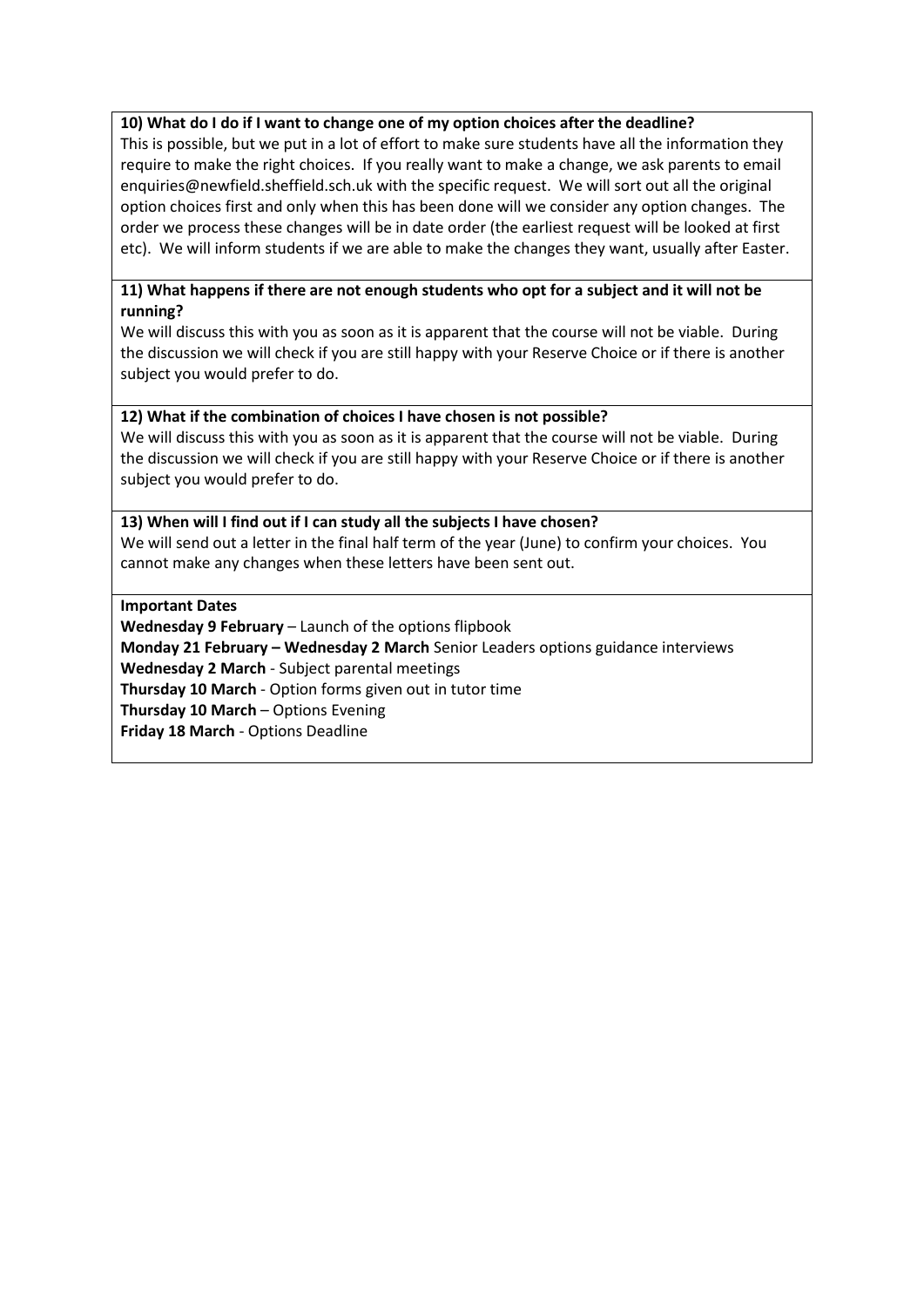**10) What do I do if I want to change one of my option choices after the deadline?**

This is possible, but we put in a lot of effort to make sure students have all the information they require to make the right choices. If you really want to make a change, we ask parents to email enquiries@newfield.sheffield.sch.uk with the specific request. We will sort out all the original option choices first and only when this has been done will we consider any option changes. The order we process these changes will be in date order (the earliest request will be looked at first etc). We will inform students if we are able to make the changes they want, usually after Easter.

**11) What happens if there are not enough students who opt for a subject and it will not be running?**

We will discuss this with you as soon as it is apparent that the course will not be viable. During the discussion we will check if you are still happy with your Reserve Choice or if there is another subject you would prefer to do.

**12) What if the combination of choices I have chosen is not possible?**

We will discuss this with you as soon as it is apparent that the course will not be viable. During the discussion we will check if you are still happy with your Reserve Choice or if there is another subject you would prefer to do.

**13) When will I find out if I can study all the subjects I have chosen?**

We will send out a letter in the final half term of the year (June) to confirm your choices. You cannot make any changes when these letters have been sent out.

**Important Dates**

**Wednesday 9 February** – Launch of the options flipbook
**Monday 21 February – Wednesday 2 March** Senior Leaders options guidance interviews
**Wednesday 2 March** - Subject parental meetings
**Thursday 10 March** - Option forms given out in tutor time
**Thursday 10 March** – Options Evening
**Friday 18 March** - Options Deadline